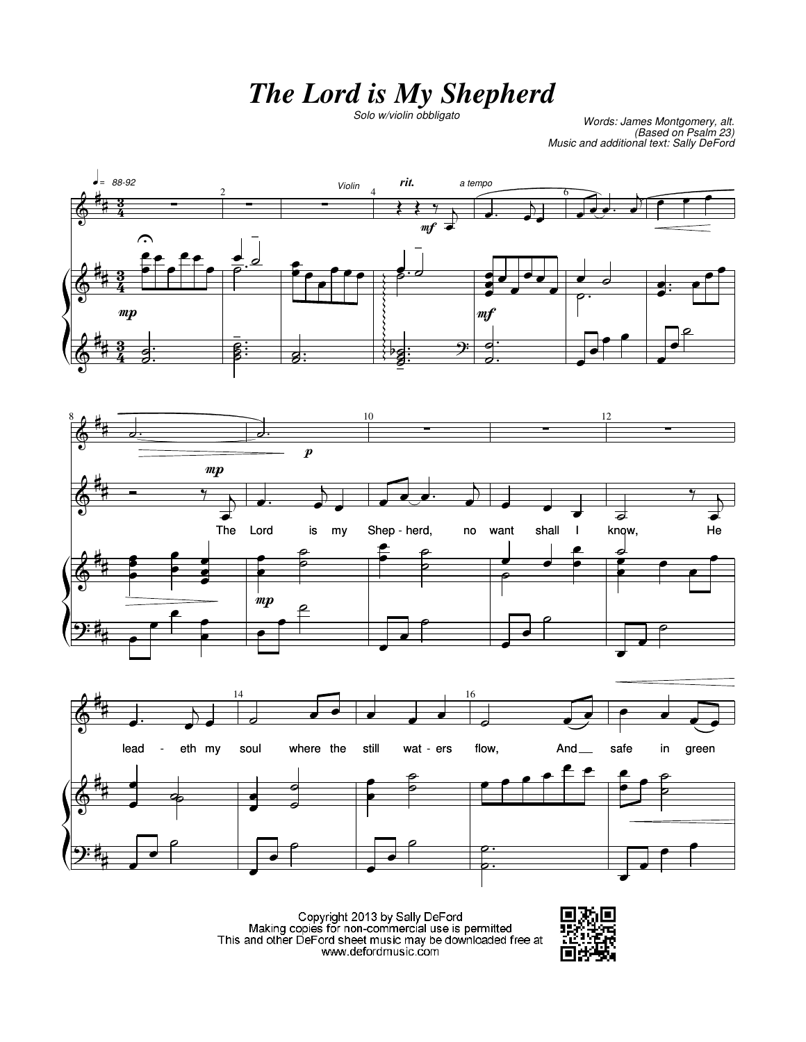# The Lord is My Shepherd

*Solo w/violin obbligato*

Words: James Montgomery, alt.
(Based on Psalm 23)
Music and additional text: Sally DeFord

The Lord is my Shep - herd, no want shall I know, He lead - eth my soul where the still wat - ers flow, And safe in green

Copyright 2013 by Sally DeFord
Making copies for non-commercial use is permitted
This and other DeFord sheet music may be downloaded free at
www.defordmusic.com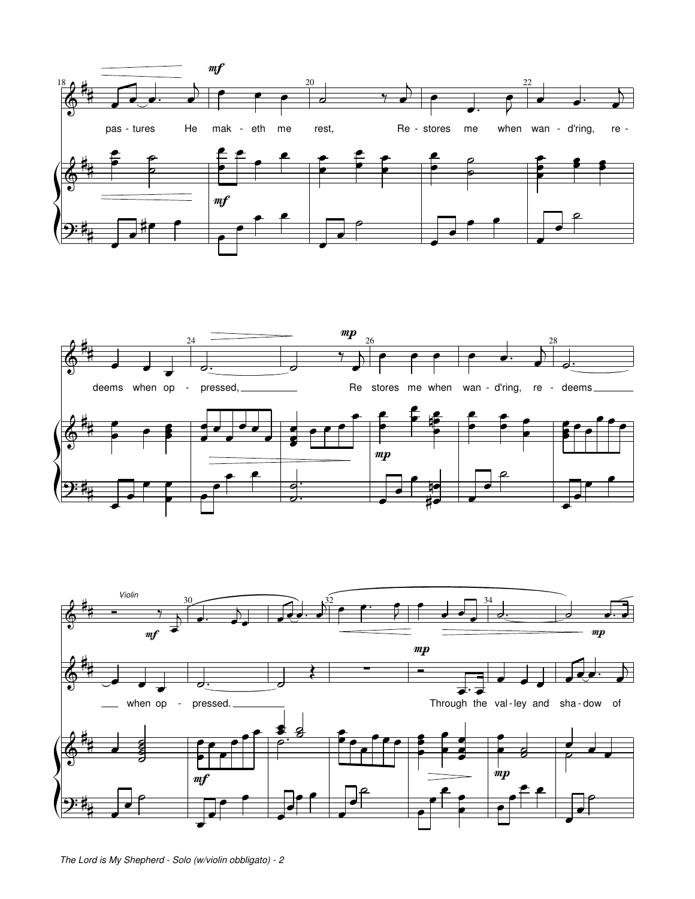pastures He maketh me rest,
Restores me when wand'ring, redeems when oppressed,
Restores me when wand'ring, redeems when oppressed.

*Violin*

Through the valley and shadow of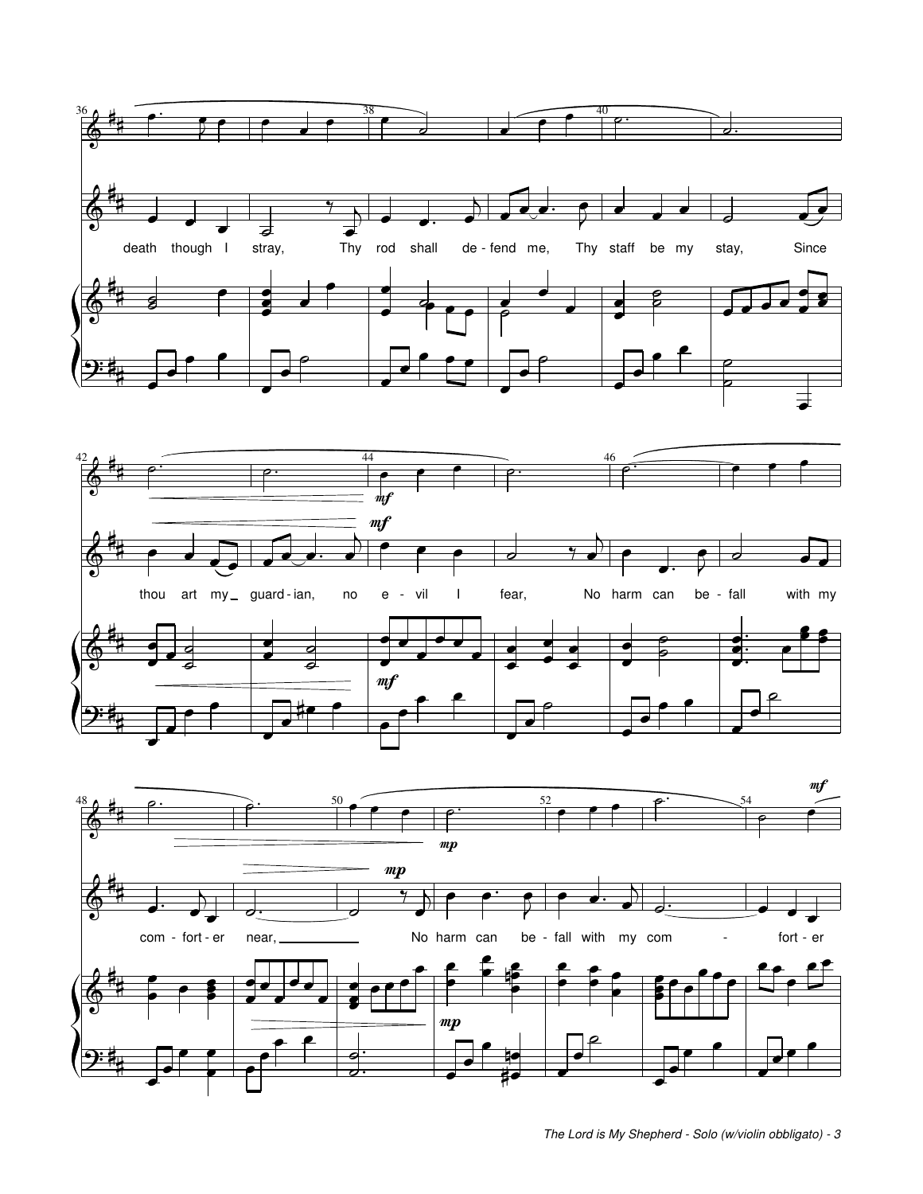death though I stray, Thy rod shall de - fend me, Thy staff be my stay, Since

thou art my guard - ian, no e - vil I fear, No harm can be - fall with my

com - fort - er near, No harm can be - fall with my com - fort - er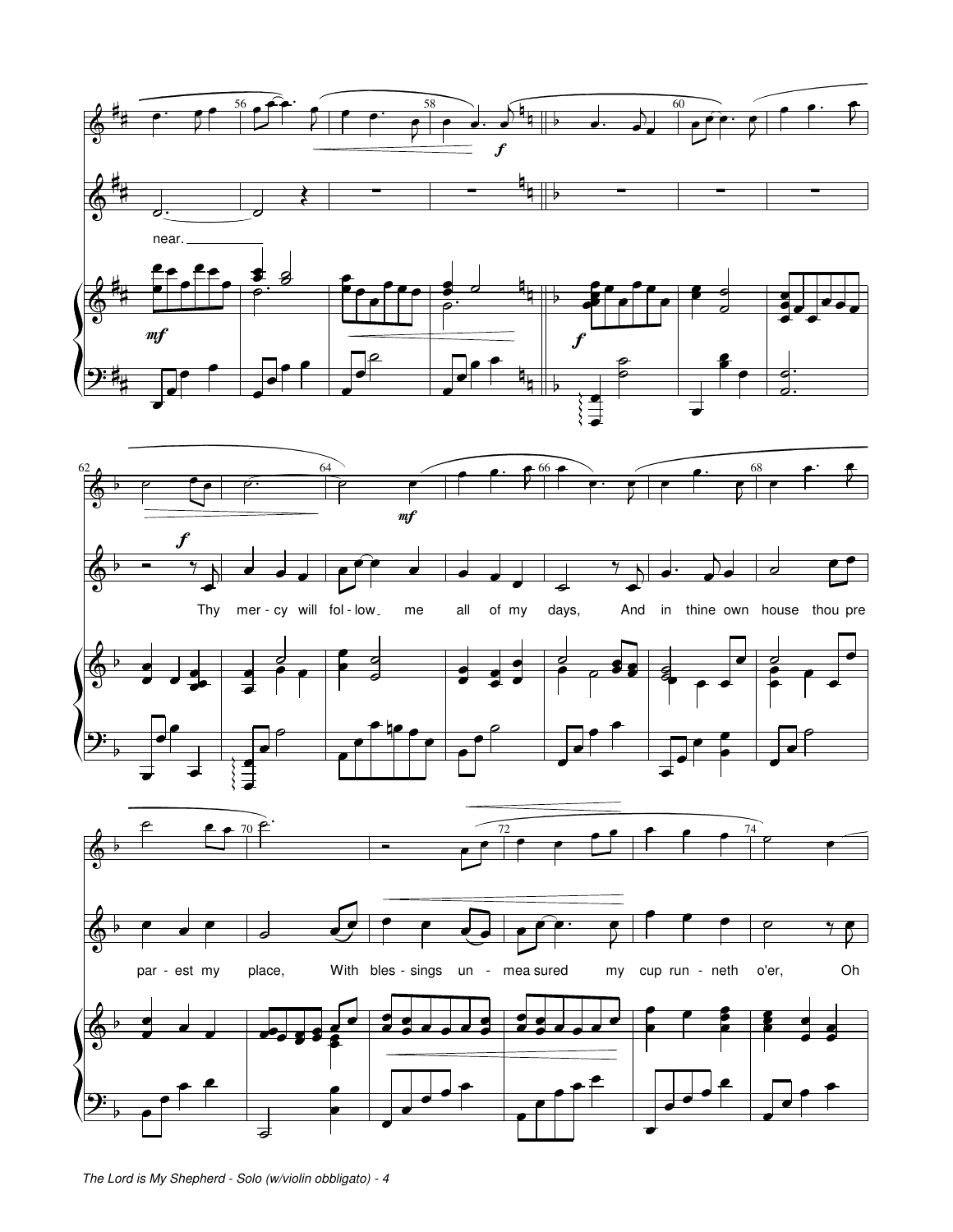near.

Thy mer - cy will fol - low me all of my days, And in thine own house thou pre par - est my place, With bles - sings un - mea sured my cup run - neth o'er, Oh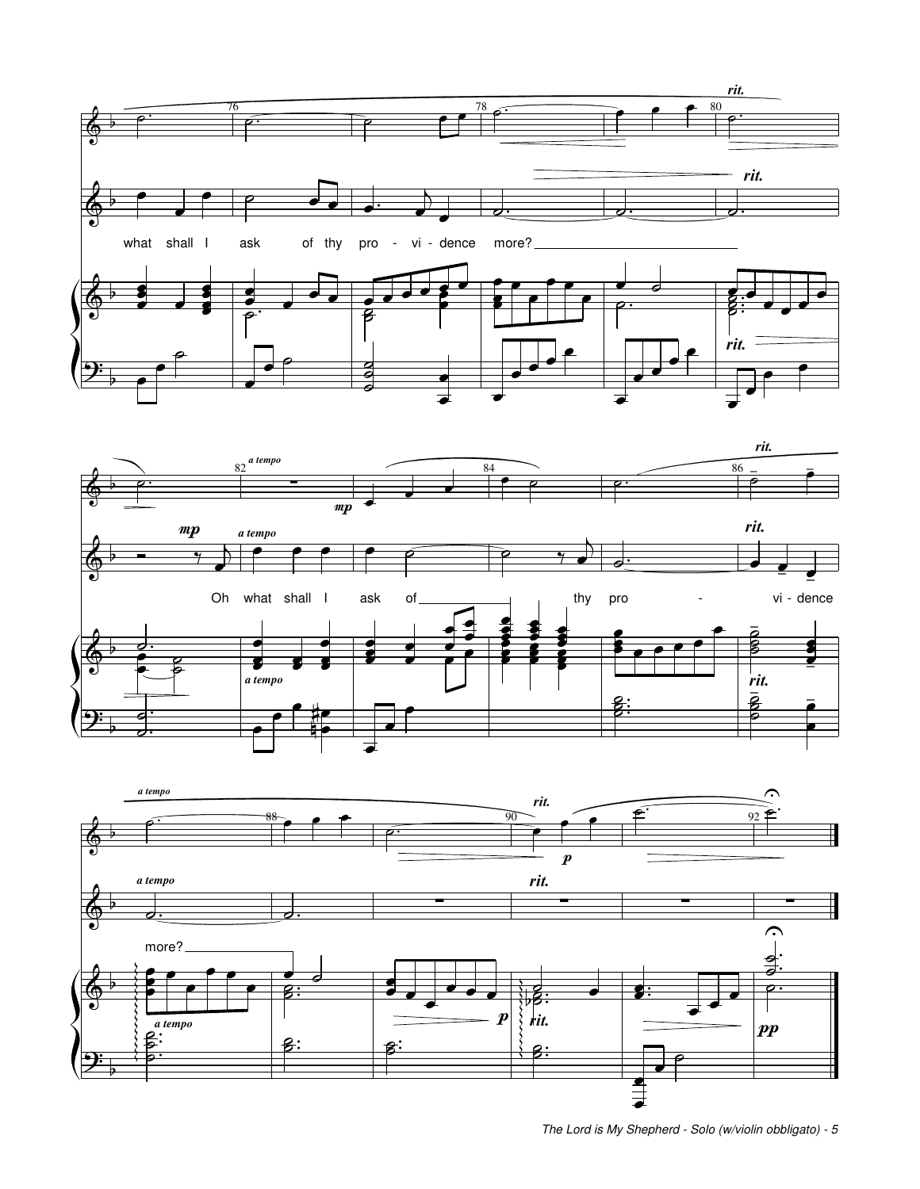what shall I ask of thy pro - vi - dence more?

Oh what shall I ask of thy pro - vi - dence more?